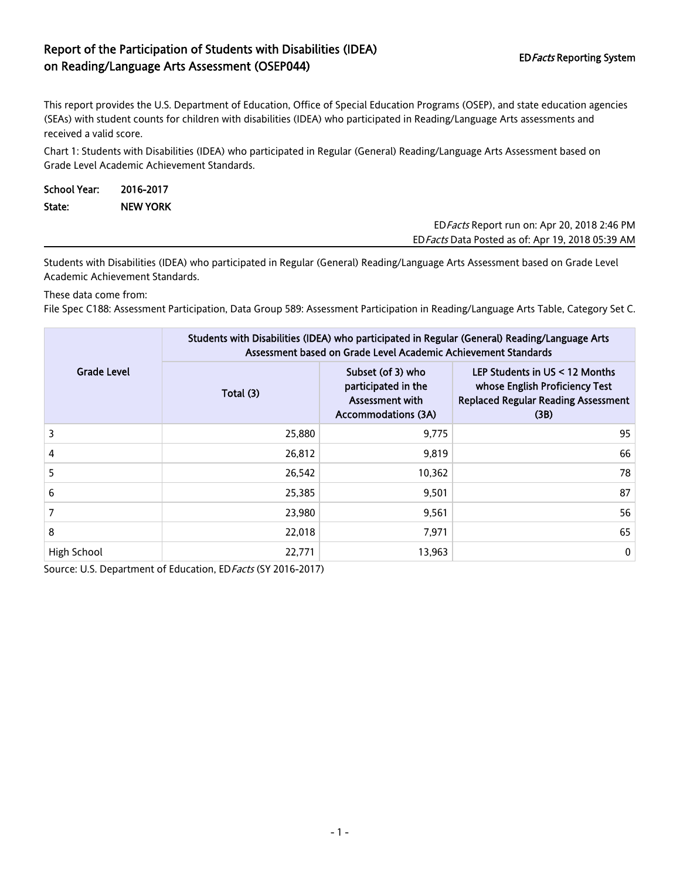# Report of the Participation of Students with Disabilities (IDEA) on Reading/Language Arts Assessment (OSEP044)

ED*Facts* Reporting System

This report provides the U.S. Department of Education, Office of Special Education Programs (OSEP), and state education agencies (SEAs) with student counts for children with disabilities (IDEA) who participated in Reading/Language Arts assessments and received a valid score.

Chart 1: Students with Disabilities (IDEA) who participated in Regular (General) Reading/Language Arts Assessment based on Grade Level Academic Achievement Standards.

**School Year:** 2016-2017
**State:** NEW YORK

ED*Facts* Report run on: Apr 20, 2018 2:46 PM
ED*Facts* Data Posted as of: Apr 19, 2018 05:39 AM

Students with Disabilities (IDEA) who participated in Regular (General) Reading/Language Arts Assessment based on Grade Level Academic Achievement Standards.

These data come from:
File Spec C188: Assessment Participation, Data Group 589: Assessment Participation in Reading/Language Arts Table, Category Set C.

| Grade Level | Students with Disabilities (IDEA) who participated in Regular (General) Reading/Language Arts Assessment based on Grade Level Academic Achievement Standards | | |
|---|---|---|---|
| | Total (3) | Subset (of 3) who participated in the Assessment with Accommodations (3A) | LEP Students in US < 12 Months whose English Proficiency Test Replaced Regular Reading Assessment (3B) |
| 3 | 25,880 | 9,775 | 95 |
| 4 | 26,812 | 9,819 | 66 |
| 5 | 26,542 | 10,362 | 78 |
| 6 | 25,385 | 9,501 | 87 |
| 7 | 23,980 | 9,561 | 56 |
| 8 | 22,018 | 7,971 | 65 |
| High School | 22,771 | 13,963 | 0 |

Source: U.S. Department of Education, ED*Facts* (SY 2016-2017)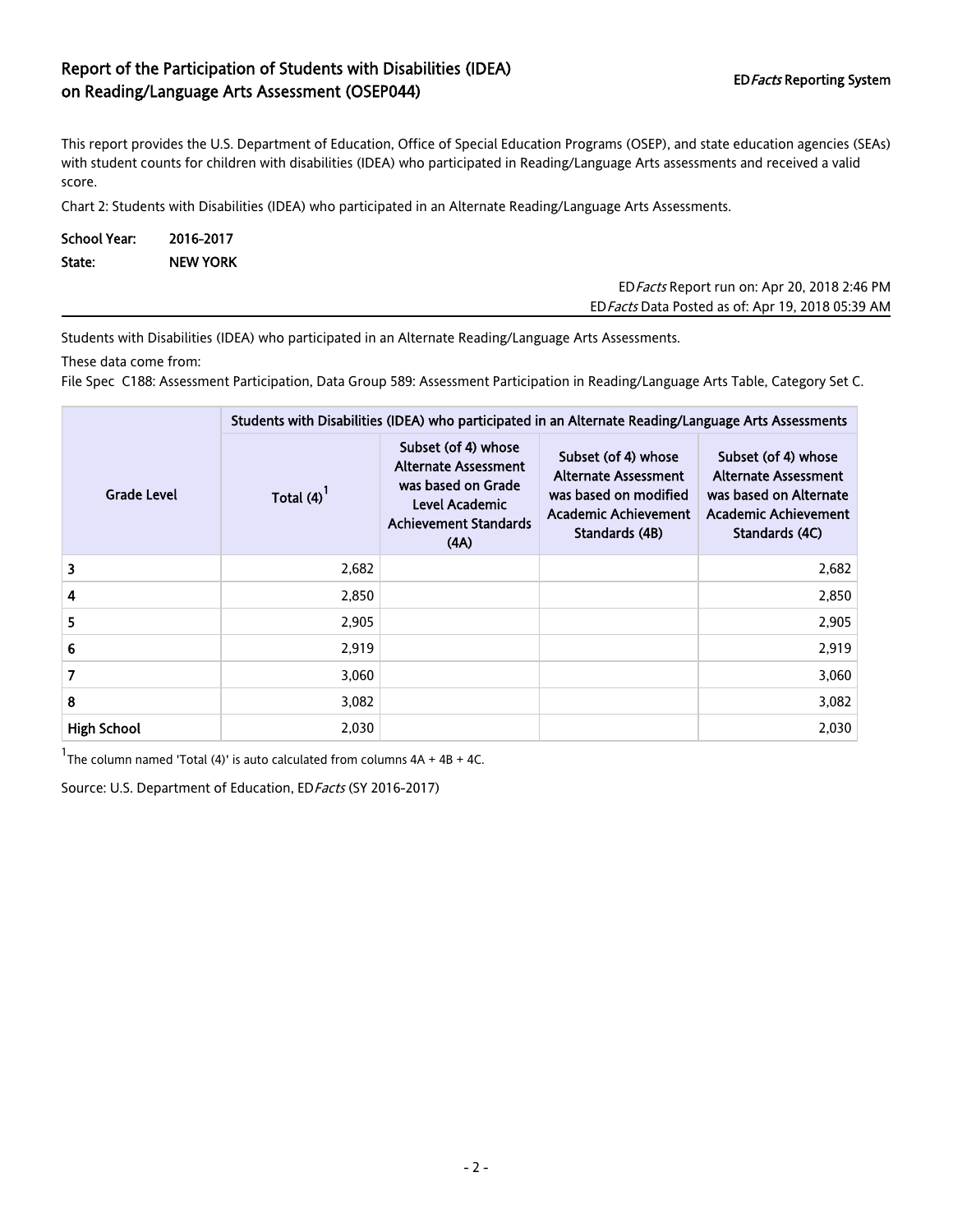# Report of the Participation of Students with Disabilities (IDEA) on Reading/Language Arts Assessment (OSEP044)

ED*Facts* Reporting System

This report provides the U.S. Department of Education, Office of Special Education Programs (OSEP), and state education agencies (SEAs) with student counts for children with disabilities (IDEA) who participated in Reading/Language Arts assessments and received a valid score.

Chart 2: Students with Disabilities (IDEA) who participated in an Alternate Reading/Language Arts Assessments.

**School Year:** 2016-2017

**State:** NEW YORK

ED*Facts* Report run on: Apr 20, 2018 2:46 PM

ED*Facts* Data Posted as of: Apr 19, 2018 05:39 AM

Students with Disabilities (IDEA) who participated in an Alternate Reading/Language Arts Assessments.

These data come from:

File Spec C188: Assessment Participation, Data Group 589: Assessment Participation in Reading/Language Arts Table, Category Set C.

| Grade Level | Students with Disabilities (IDEA) who participated in an Alternate Reading/Language Arts Assessments | | | |
|---|---|---|---|---|
| | Total (4)[1] | Subset (of 4) whose Alternate Assessment was based on Grade Level Academic Achievement Standards (4A) | Subset (of 4) whose Alternate Assessment was based on modified Academic Achievement Standards (4B) | Subset (of 4) whose Alternate Assessment was based on Alternate Academic Achievement Standards (4C) |
| 3 | 2,682 | | | 2,682 |
| 4 | 2,850 | | | 2,850 |
| 5 | 2,905 | | | 2,905 |
| 6 | 2,919 | | | 2,919 |
| 7 | 3,060 | | | 3,060 |
| 8 | 3,082 | | | 3,082 |
| High School | 2,030 | | | 2,030 |

[1] The column named 'Total (4)' is auto calculated from columns 4A + 4B + 4C.

Source: U.S. Department of Education, ED*Facts* (SY 2016-2017)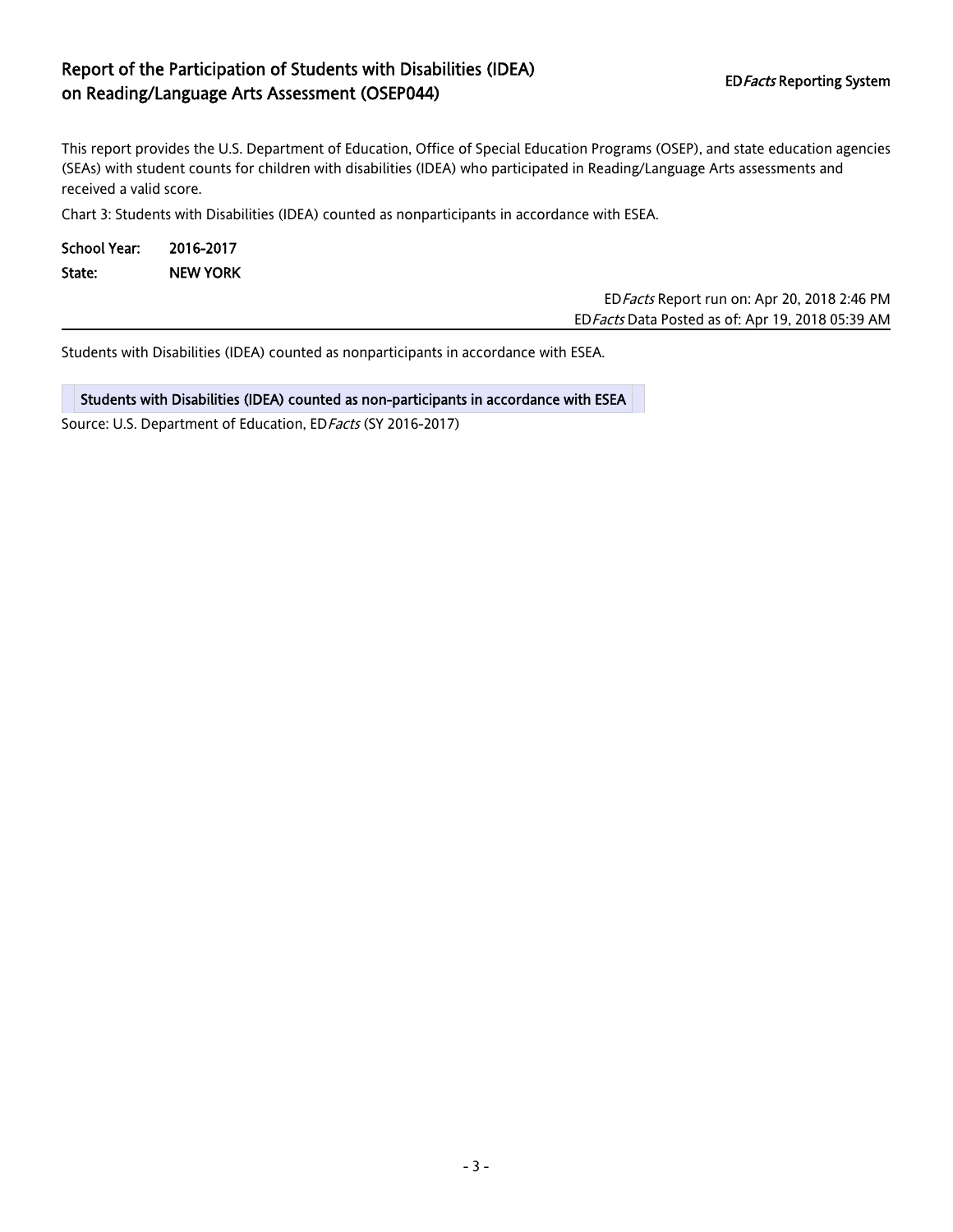# Report of the Participation of Students with Disabilities (IDEA) on Reading/Language Arts Assessment (OSEP044)

ED*Facts* Reporting System

This report provides the U.S. Department of Education, Office of Special Education Programs (OSEP), and state education agencies (SEAs) with student counts for children with disabilities (IDEA) who participated in Reading/Language Arts assessments and received a valid score.

Chart 3: Students with Disabilities (IDEA) counted as nonparticipants in accordance with ESEA.

**School Year:** **2016-2017**

**State:** **NEW YORK**

ED*Facts* Report run on: Apr 20, 2018 2:46 PM

ED*Facts* Data Posted as of: Apr 19, 2018 05:39 AM

Students with Disabilities (IDEA) counted as nonparticipants in accordance with ESEA.

| Students with Disabilities (IDEA) counted as non-participants in accordance with ESEA |
| --- |

Source: U.S. Department of Education, ED*Facts* (SY 2016-2017)